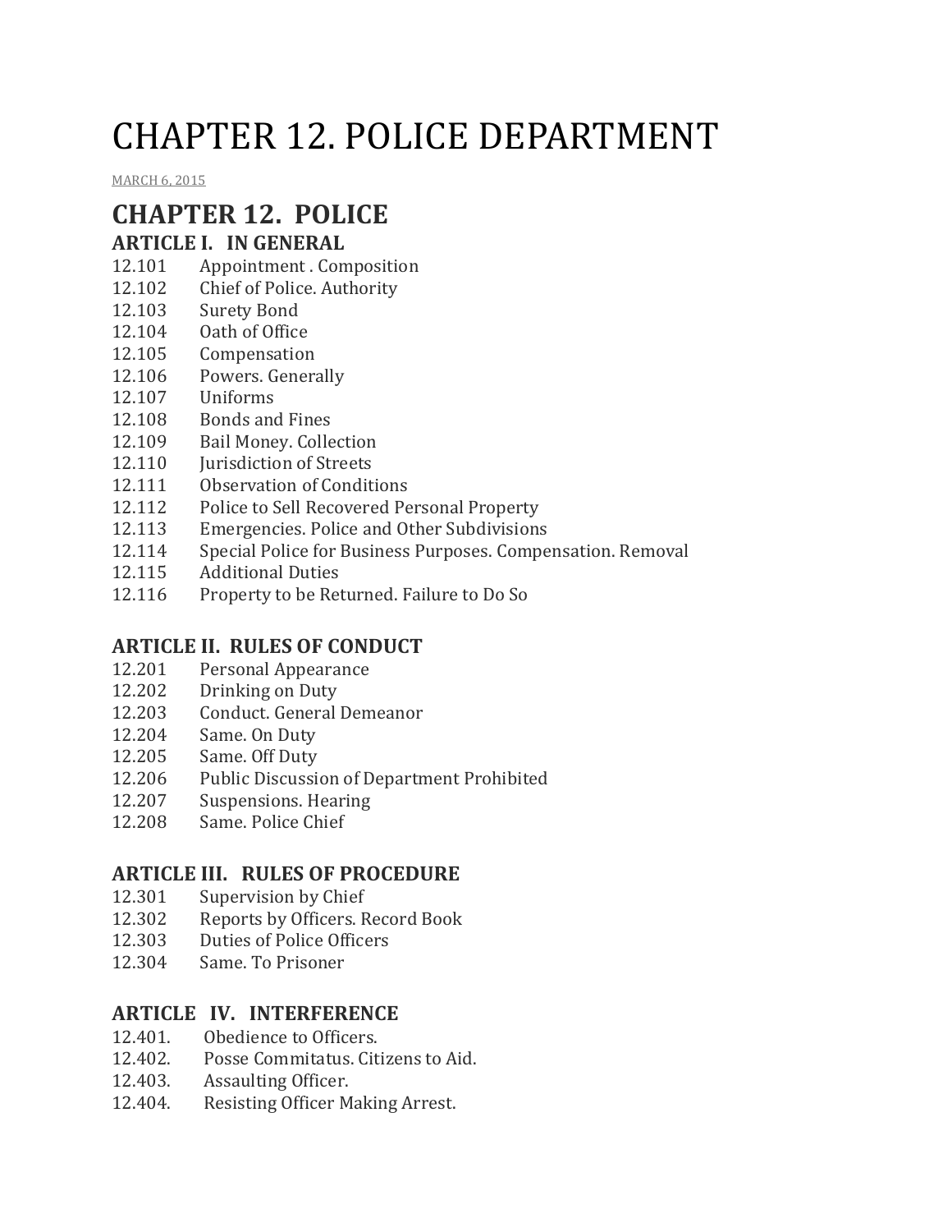# CHAPTER 12. POLICE DEPARTMENT

MARCH 6, 2015

## CHAPTER 12. POLICE

### ARTICLE I. IN GENERAL

12.101 Appointment . Composition
12.102 Chief of Police. Authority
12.103 Surety Bond
12.104 Oath of Office
12.105 Compensation
12.106 Powers. Generally
12.107 Uniforms
12.108 Bonds and Fines
12.109 Bail Money. Collection
12.110 Jurisdiction of Streets
12.111 Observation of Conditions
12.112 Police to Sell Recovered Personal Property
12.113 Emergencies. Police and Other Subdivisions
12.114 Special Police for Business Purposes. Compensation. Removal
12.115 Additional Duties
12.116 Property to be Returned. Failure to Do So

### ARTICLE II. RULES OF CONDUCT

12.201 Personal Appearance
12.202 Drinking on Duty
12.203 Conduct. General Demeanor
12.204 Same. On Duty
12.205 Same. Off Duty
12.206 Public Discussion of Department Prohibited
12.207 Suspensions. Hearing
12.208 Same. Police Chief

### ARTICLE III. RULES OF PROCEDURE

12.301 Supervision by Chief
12.302 Reports by Officers. Record Book
12.303 Duties of Police Officers
12.304 Same. To Prisoner

### ARTICLE IV. INTERFERENCE

12.401. Obedience to Officers.
12.402. Posse Commitatus. Citizens to Aid.
12.403. Assaulting Officer.
12.404. Resisting Officer Making Arrest.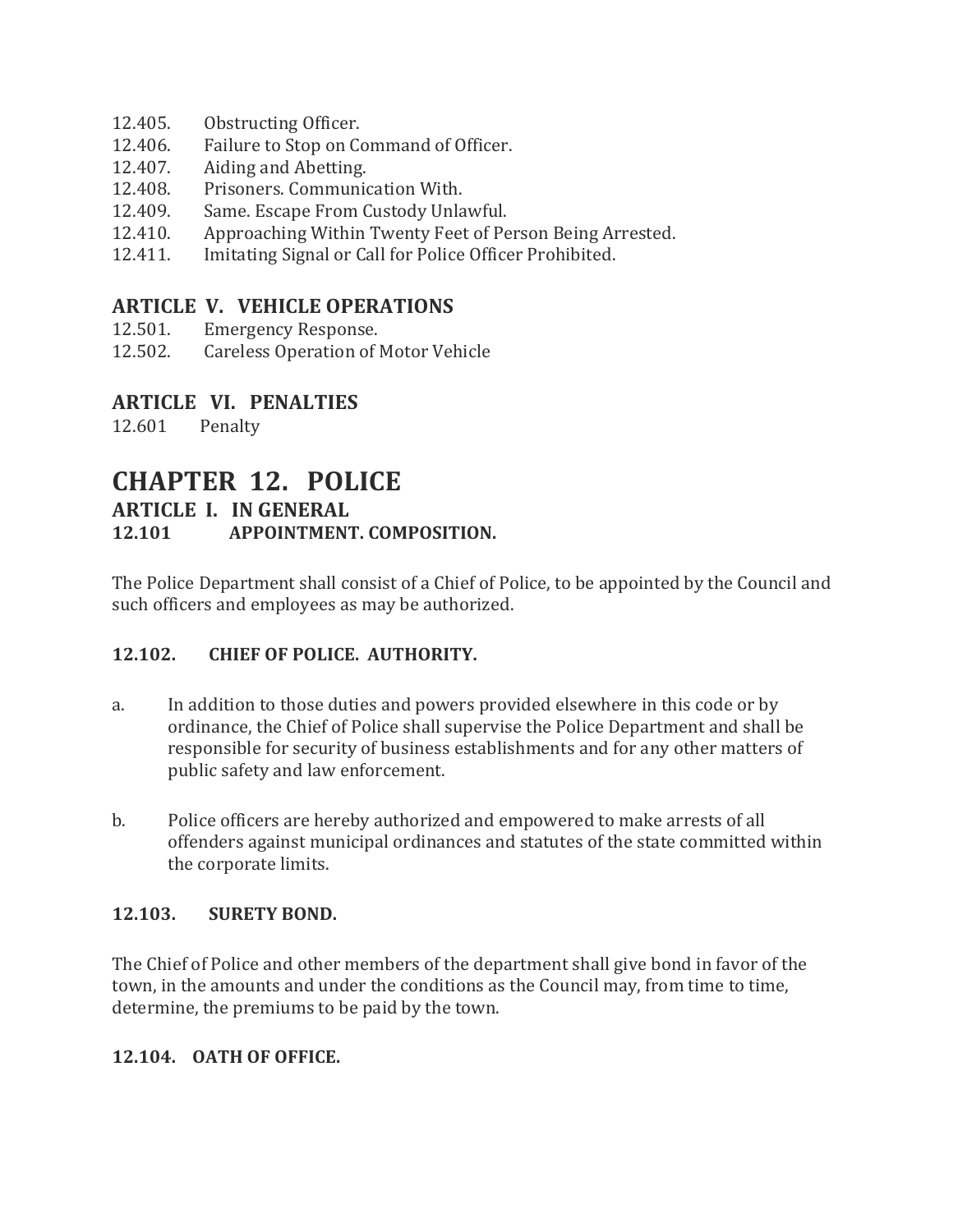12.405. Obstructing Officer.
12.406. Failure to Stop on Command of Officer.
12.407. Aiding and Abetting.
12.408. Prisoners. Communication With.
12.409. Same. Escape From Custody Unlawful.
12.410. Approaching Within Twenty Feet of Person Being Arrested.
12.411. Imitating Signal or Call for Police Officer Prohibited.

## ARTICLE V. VEHICLE OPERATIONS

12.501. Emergency Response.
12.502. Careless Operation of Motor Vehicle

## ARTICLE VI. PENALTIES

12.601 Penalty

# CHAPTER 12. POLICE

## ARTICLE I. IN GENERAL

### 12.101 APPOINTMENT. COMPOSITION.

The Police Department shall consist of a Chief of Police, to be appointed by the Council and such officers and employees as may be authorized.

### 12.102. CHIEF OF POLICE. AUTHORITY.

a. In addition to those duties and powers provided elsewhere in this code or by ordinance, the Chief of Police shall supervise the Police Department and shall be responsible for security of business establishments and for any other matters of public safety and law enforcement.

b. Police officers are hereby authorized and empowered to make arrests of all offenders against municipal ordinances and statutes of the state committed within the corporate limits.

### 12.103. SURETY BOND.

The Chief of Police and other members of the department shall give bond in favor of the town, in the amounts and under the conditions as the Council may, from time to time, determine, the premiums to be paid by the town.

### 12.104. OATH OF OFFICE.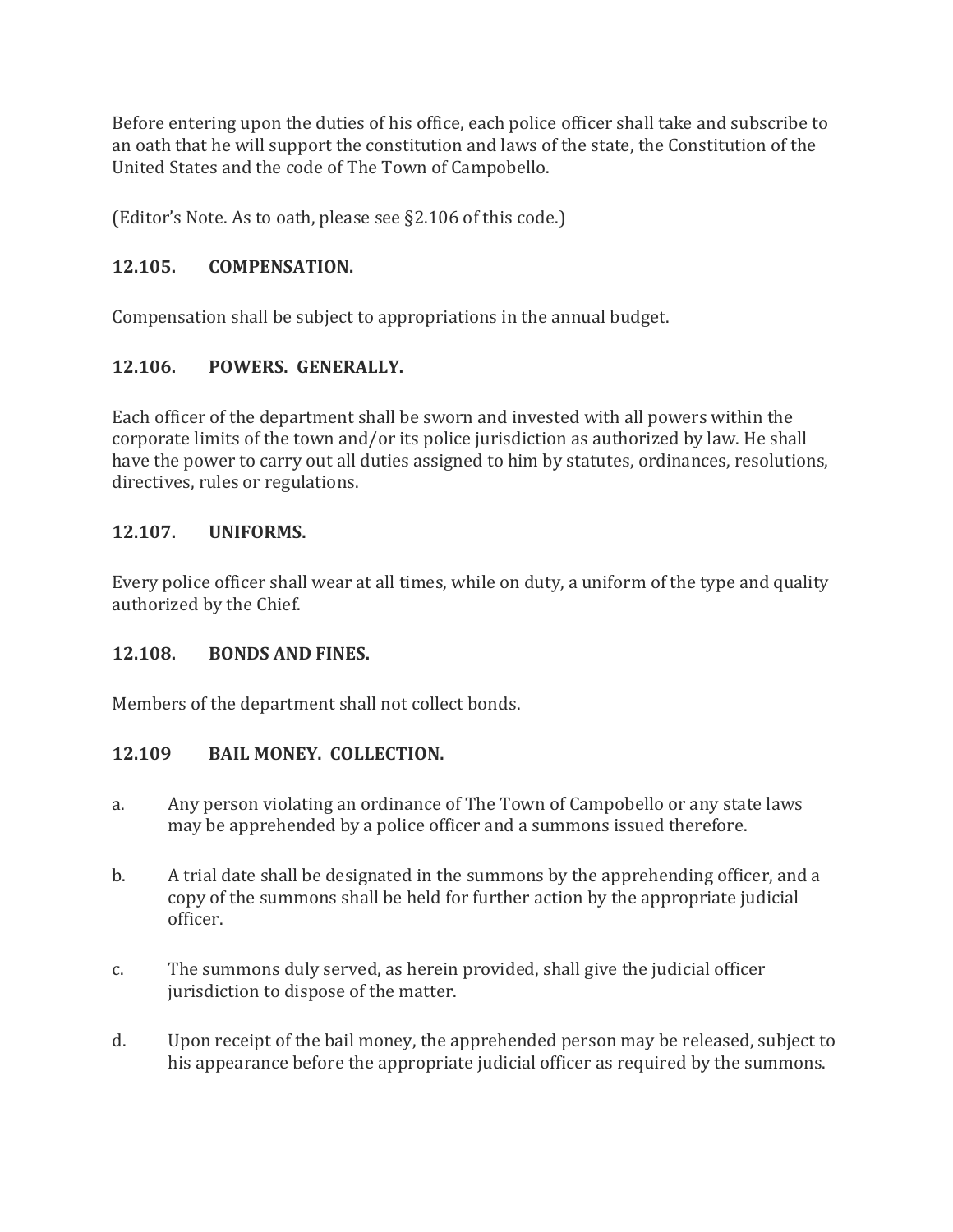Before entering upon the duties of his office, each police officer shall take and subscribe to an oath that he will support the constitution and laws of the state, the Constitution of the United States and the code of The Town of Campobello.

(Editor's Note. As to oath, please see §2.106 of this code.)

### 12.105. COMPENSATION.

Compensation shall be subject to appropriations in the annual budget.

### 12.106. POWERS. GENERALLY.

Each officer of the department shall be sworn and invested with all powers within the corporate limits of the town and/or its police jurisdiction as authorized by law. He shall have the power to carry out all duties assigned to him by statutes, ordinances, resolutions, directives, rules or regulations.

### 12.107. UNIFORMS.

Every police officer shall wear at all times, while on duty, a uniform of the type and quality authorized by the Chief.

### 12.108. BONDS AND FINES.

Members of the department shall not collect bonds.

### 12.109 BAIL MONEY. COLLECTION.

a. Any person violating an ordinance of The Town of Campobello or any state laws may be apprehended by a police officer and a summons issued therefore.

b. A trial date shall be designated in the summons by the apprehending officer, and a copy of the summons shall be held for further action by the appropriate judicial officer.

c. The summons duly served, as herein provided, shall give the judicial officer jurisdiction to dispose of the matter.

d. Upon receipt of the bail money, the apprehended person may be released, subject to his appearance before the appropriate judicial officer as required by the summons.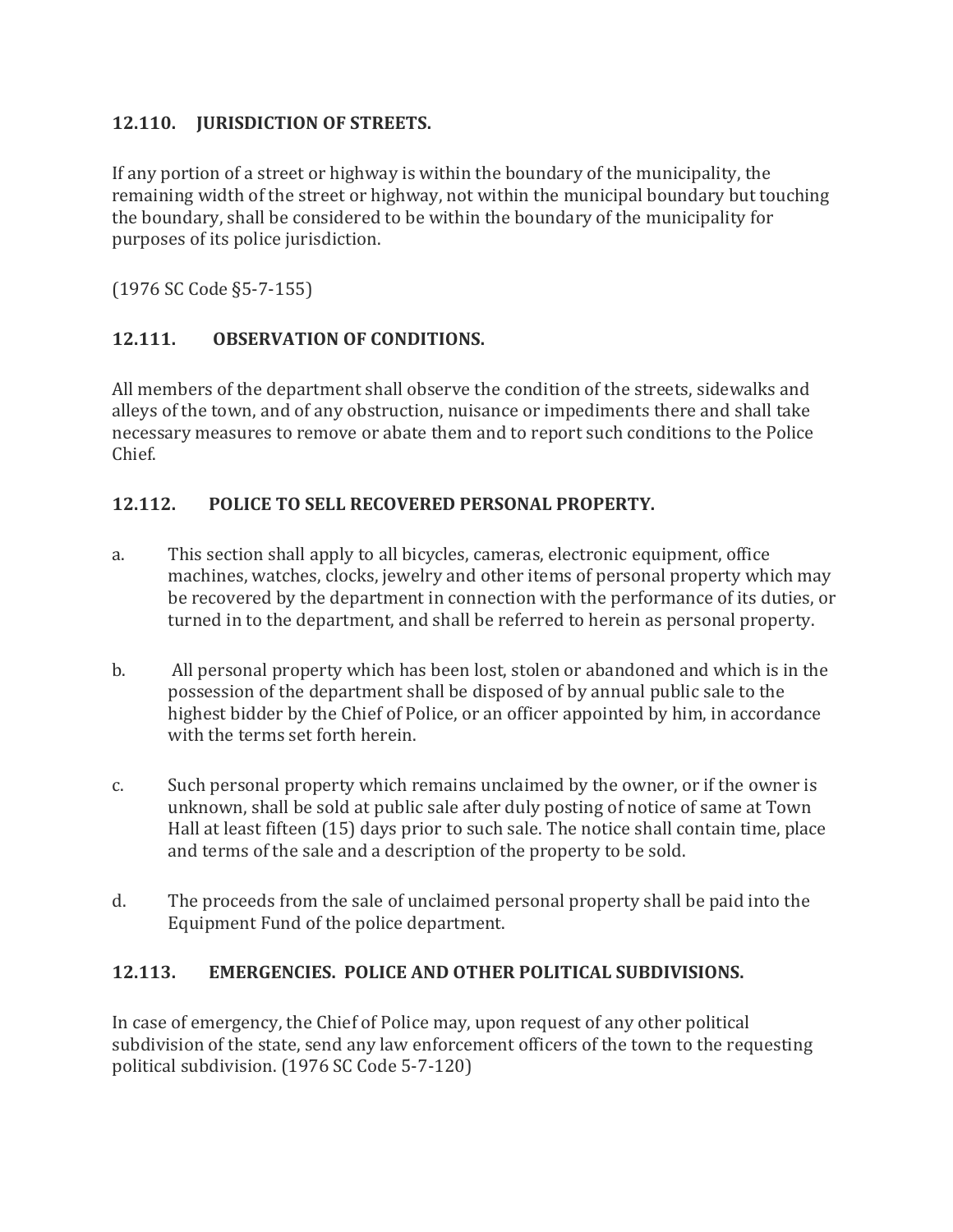## 12.110. JURISDICTION OF STREETS.

If any portion of a street or highway is within the boundary of the municipality, the remaining width of the street or highway, not within the municipal boundary but touching the boundary, shall be considered to be within the boundary of the municipality for purposes of its police jurisdiction.

(1976 SC Code §5-7-155)

## 12.111. OBSERVATION OF CONDITIONS.

All members of the department shall observe the condition of the streets, sidewalks and alleys of the town, and of any obstruction, nuisance or impediments there and shall take necessary measures to remove or abate them and to report such conditions to the Police Chief.

## 12.112. POLICE TO SELL RECOVERED PERSONAL PROPERTY.

a. This section shall apply to all bicycles, cameras, electronic equipment, office machines, watches, clocks, jewelry and other items of personal property which may be recovered by the department in connection with the performance of its duties, or turned in to the department, and shall be referred to herein as personal property.

b. All personal property which has been lost, stolen or abandoned and which is in the possession of the department shall be disposed of by annual public sale to the highest bidder by the Chief of Police, or an officer appointed by him, in accordance with the terms set forth herein.

c. Such personal property which remains unclaimed by the owner, or if the owner is unknown, shall be sold at public sale after duly posting of notice of same at Town Hall at least fifteen (15) days prior to such sale. The notice shall contain time, place and terms of the sale and a description of the property to be sold.

d. The proceeds from the sale of unclaimed personal property shall be paid into the Equipment Fund of the police department.

## 12.113. EMERGENCIES. POLICE AND OTHER POLITICAL SUBDIVISIONS.

In case of emergency, the Chief of Police may, upon request of any other political subdivision of the state, send any law enforcement officers of the town to the requesting political subdivision. (1976 SC Code 5-7-120)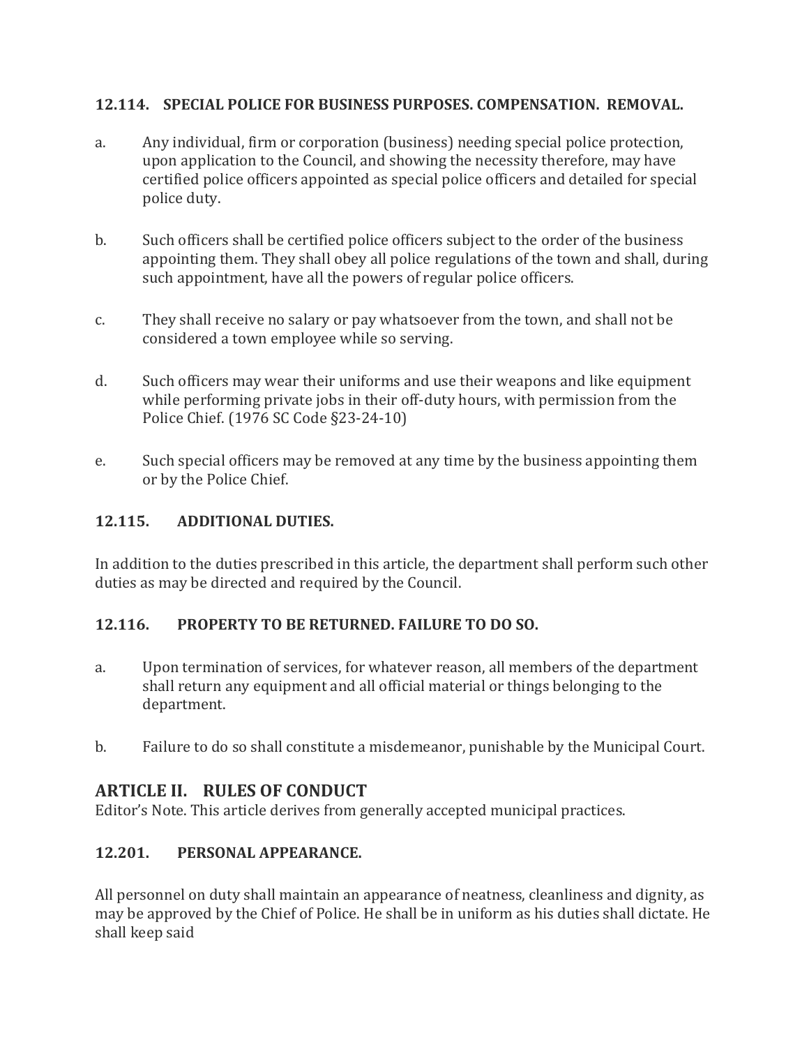### 12.114. SPECIAL POLICE FOR BUSINESS PURPOSES. COMPENSATION. REMOVAL.

a. Any individual, firm or corporation (business) needing special police protection, upon application to the Council, and showing the necessity therefore, may have certified police officers appointed as special police officers and detailed for special police duty.

b. Such officers shall be certified police officers subject to the order of the business appointing them. They shall obey all police regulations of the town and shall, during such appointment, have all the powers of regular police officers.

c. They shall receive no salary or pay whatsoever from the town, and shall not be considered a town employee while so serving.

d. Such officers may wear their uniforms and use their weapons and like equipment while performing private jobs in their off-duty hours, with permission from the Police Chief. (1976 SC Code §23-24-10)

e. Such special officers may be removed at any time by the business appointing them or by the Police Chief.

### 12.115. ADDITIONAL DUTIES.

In addition to the duties prescribed in this article, the department shall perform such other duties as may be directed and required by the Council.

### 12.116. PROPERTY TO BE RETURNED. FAILURE TO DO SO.

a. Upon termination of services, for whatever reason, all members of the department shall return any equipment and all official material or things belonging to the department.

b. Failure to do so shall constitute a misdemeanor, punishable by the Municipal Court.

## ARTICLE II. RULES OF CONDUCT

Editor's Note. This article derives from generally accepted municipal practices.

### 12.201. PERSONAL APPEARANCE.

All personnel on duty shall maintain an appearance of neatness, cleanliness and dignity, as may be approved by the Chief of Police. He shall be in uniform as his duties shall dictate. He shall keep said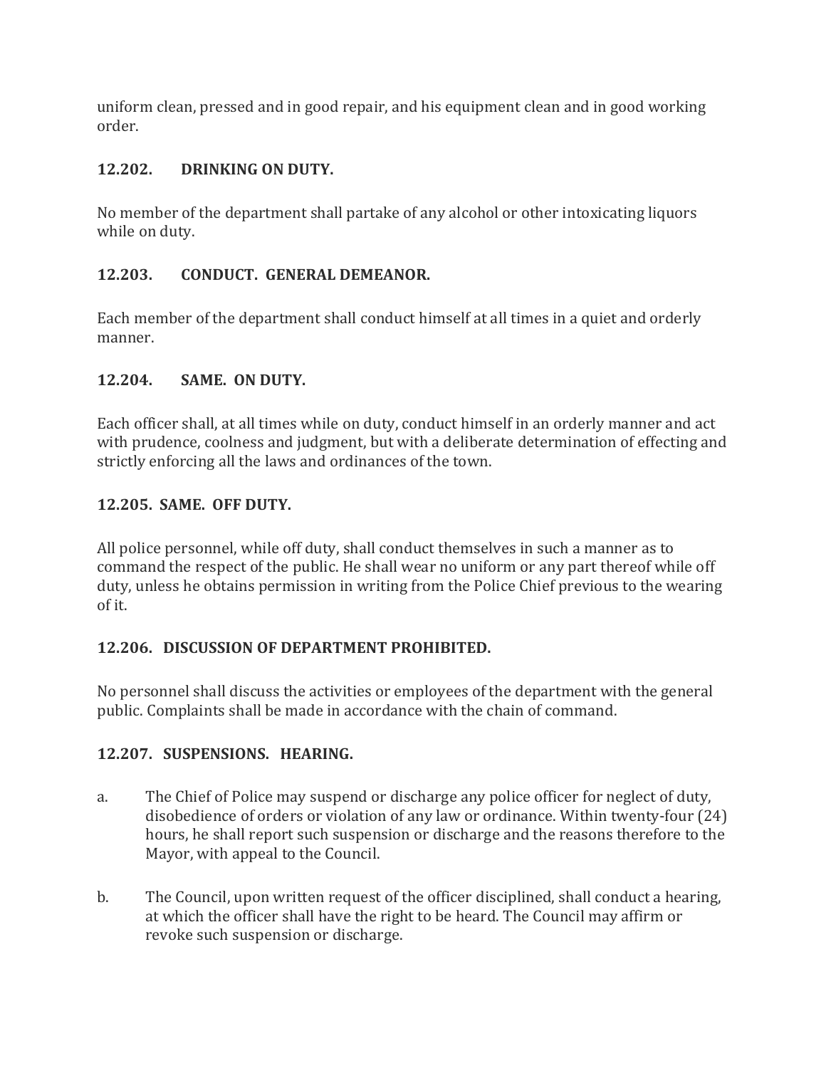uniform clean, pressed and in good repair, and his equipment clean and in good working order.

### 12.202. DRINKING ON DUTY.

No member of the department shall partake of any alcohol or other intoxicating liquors while on duty.

### 12.203. CONDUCT. GENERAL DEMEANOR.

Each member of the department shall conduct himself at all times in a quiet and orderly manner.

### 12.204. SAME. ON DUTY.

Each officer shall, at all times while on duty, conduct himself in an orderly manner and act with prudence, coolness and judgment, but with a deliberate determination of effecting and strictly enforcing all the laws and ordinances of the town.

### 12.205. SAME. OFF DUTY.

All police personnel, while off duty, shall conduct themselves in such a manner as to command the respect of the public. He shall wear no uniform or any part thereof while off duty, unless he obtains permission in writing from the Police Chief previous to the wearing of it.

### 12.206. DISCUSSION OF DEPARTMENT PROHIBITED.

No personnel shall discuss the activities or employees of the department with the general public. Complaints shall be made in accordance with the chain of command.

### 12.207. SUSPENSIONS. HEARING.

a. The Chief of Police may suspend or discharge any police officer for neglect of duty, disobedience of orders or violation of any law or ordinance. Within twenty-four (24) hours, he shall report such suspension or discharge and the reasons therefore to the Mayor, with appeal to the Council.

b. The Council, upon written request of the officer disciplined, shall conduct a hearing, at which the officer shall have the right to be heard. The Council may affirm or revoke such suspension or discharge.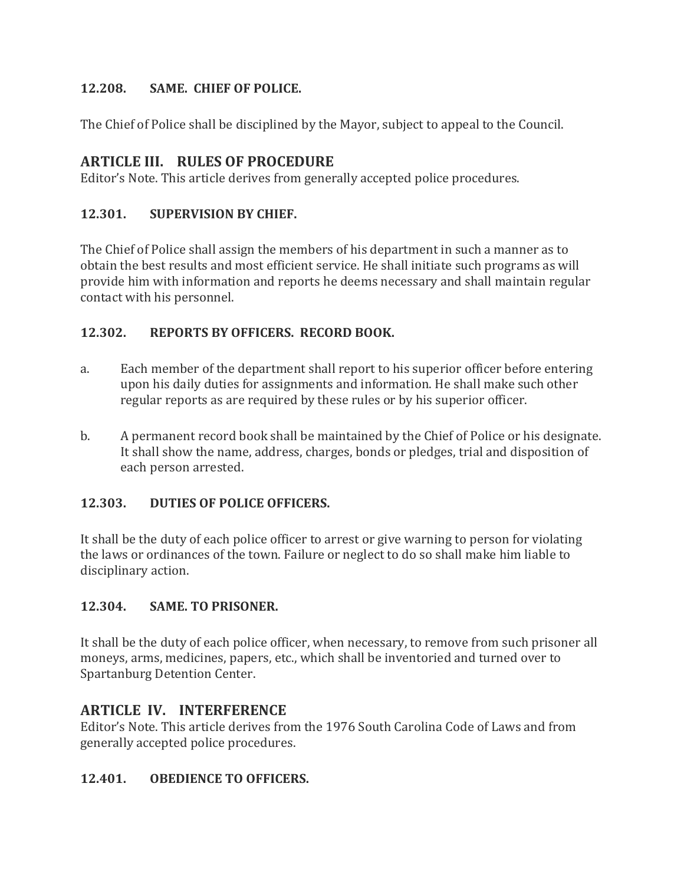### 12.208. SAME. CHIEF OF POLICE.

The Chief of Police shall be disciplined by the Mayor, subject to appeal to the Council.

## ARTICLE III. RULES OF PROCEDURE

Editor's Note. This article derives from generally accepted police procedures.

### 12.301. SUPERVISION BY CHIEF.

The Chief of Police shall assign the members of his department in such a manner as to obtain the best results and most efficient service. He shall initiate such programs as will provide him with information and reports he deems necessary and shall maintain regular contact with his personnel.

### 12.302. REPORTS BY OFFICERS. RECORD BOOK.

a. Each member of the department shall report to his superior officer before entering upon his daily duties for assignments and information. He shall make such other regular reports as are required by these rules or by his superior officer.

b. A permanent record book shall be maintained by the Chief of Police or his designate. It shall show the name, address, charges, bonds or pledges, trial and disposition of each person arrested.

### 12.303. DUTIES OF POLICE OFFICERS.

It shall be the duty of each police officer to arrest or give warning to person for violating the laws or ordinances of the town. Failure or neglect to do so shall make him liable to disciplinary action.

### 12.304. SAME. TO PRISONER.

It shall be the duty of each police officer, when necessary, to remove from such prisoner all moneys, arms, medicines, papers, etc., which shall be inventoried and turned over to Spartanburg Detention Center.

## ARTICLE IV. INTERFERENCE

Editor's Note. This article derives from the 1976 South Carolina Code of Laws and from generally accepted police procedures.

### 12.401. OBEDIENCE TO OFFICERS.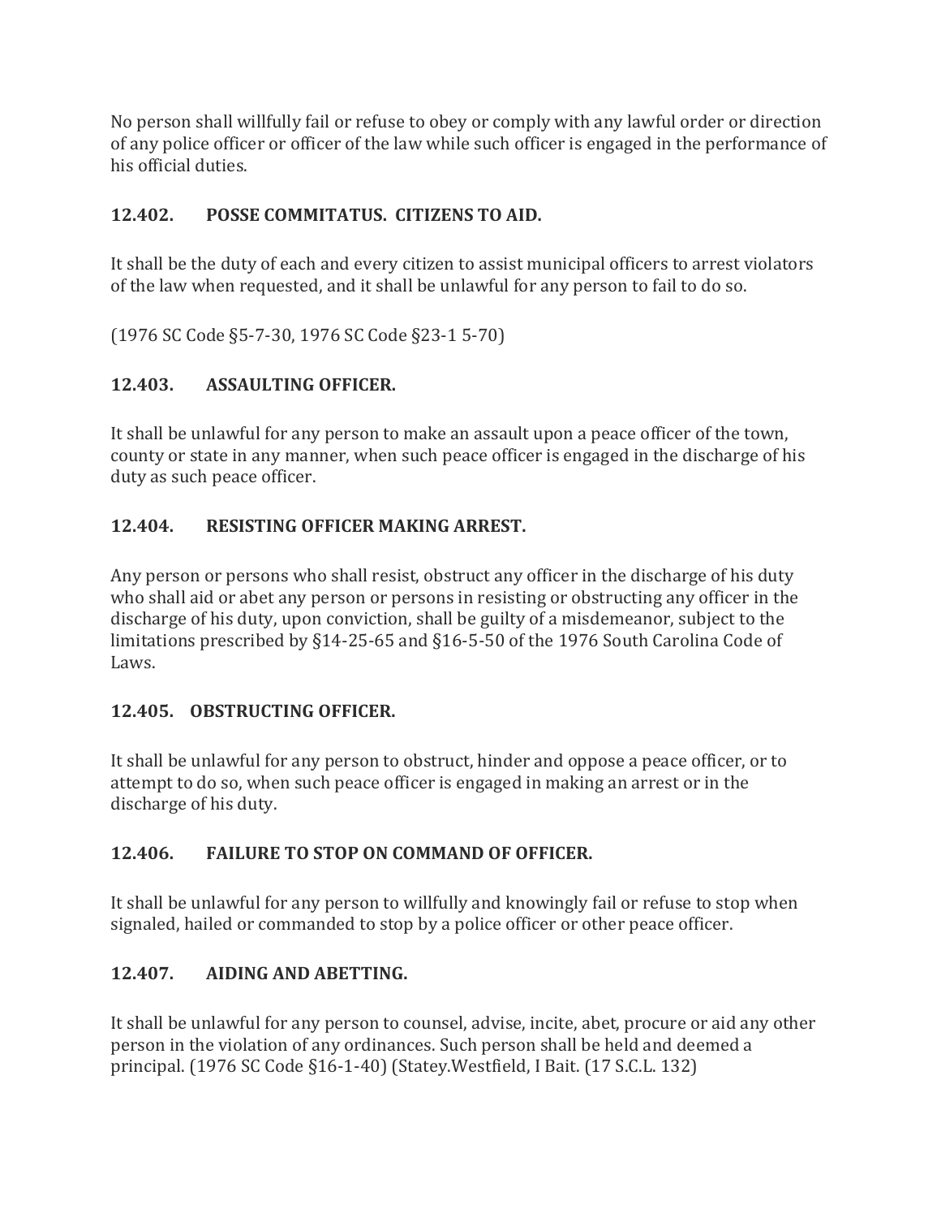No person shall willfully fail or refuse to obey or comply with any lawful order or direction of any police officer or officer of the law while such officer is engaged in the performance of his official duties.

### 12.402. POSSE COMMITATUS. CITIZENS TO AID.

It shall be the duty of each and every citizen to assist municipal officers to arrest violators of the law when requested, and it shall be unlawful for any person to fail to do so.

(1976 SC Code §5-7-30, 1976 SC Code §23-1 5-70)

### 12.403. ASSAULTING OFFICER.

It shall be unlawful for any person to make an assault upon a peace officer of the town, county or state in any manner, when such peace officer is engaged in the discharge of his duty as such peace officer.

### 12.404. RESISTING OFFICER MAKING ARREST.

Any person or persons who shall resist, obstruct any officer in the discharge of his duty who shall aid or abet any person or persons in resisting or obstructing any officer in the discharge of his duty, upon conviction, shall be guilty of a misdemeanor, subject to the limitations prescribed by §14-25-65 and §16-5-50 of the 1976 South Carolina Code of Laws.

### 12.405. OBSTRUCTING OFFICER.

It shall be unlawful for any person to obstruct, hinder and oppose a peace officer, or to attempt to do so, when such peace officer is engaged in making an arrest or in the discharge of his duty.

### 12.406. FAILURE TO STOP ON COMMAND OF OFFICER.

It shall be unlawful for any person to willfully and knowingly fail or refuse to stop when signaled, hailed or commanded to stop by a police officer or other peace officer.

### 12.407. AIDING AND ABETTING.

It shall be unlawful for any person to counsel, advise, incite, abet, procure or aid any other person in the violation of any ordinances. Such person shall be held and deemed a principal. (1976 SC Code §16-1-40) (Statey.Westfield, I Bait. (17 S.C.L. 132)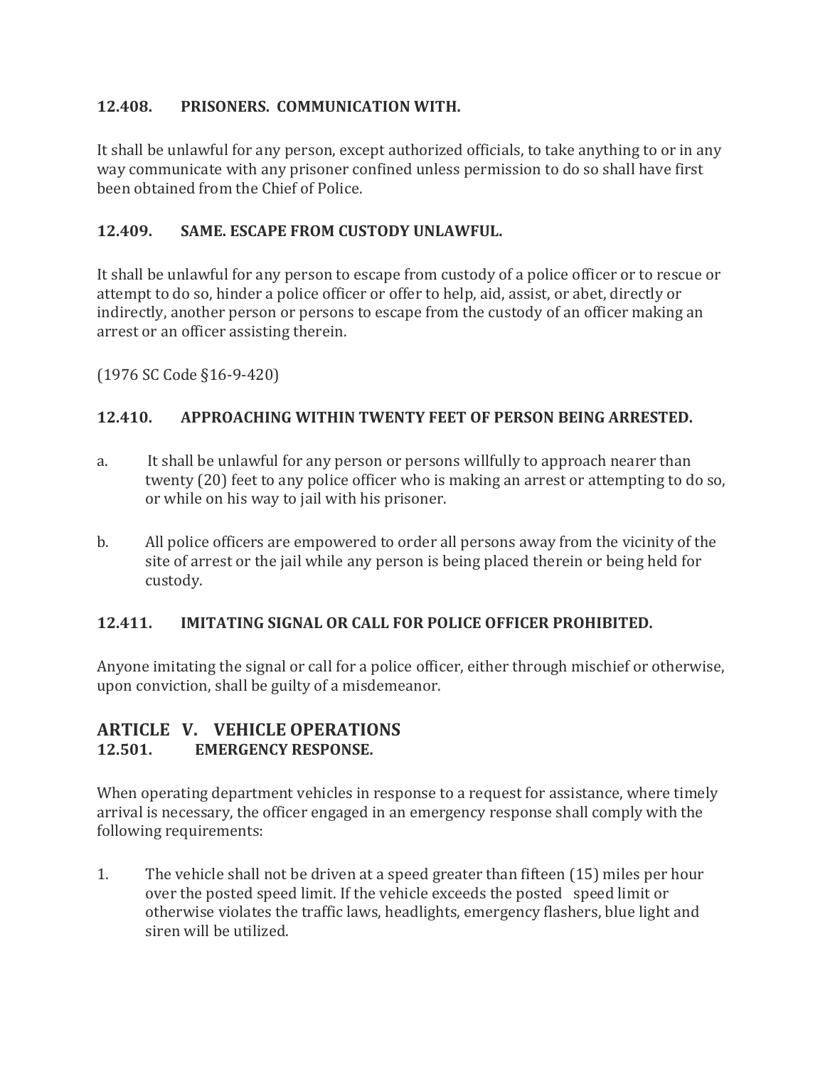### 12.408. PRISONERS. COMMUNICATION WITH.

It shall be unlawful for any person, except authorized officials, to take anything to or in any way communicate with any prisoner confined unless permission to do so shall have first been obtained from the Chief of Police.

### 12.409. SAME. ESCAPE FROM CUSTODY UNLAWFUL.

It shall be unlawful for any person to escape from custody of a police officer or to rescue or attempt to do so, hinder a police officer or offer to help, aid, assist, or abet, directly or indirectly, another person or persons to escape from the custody of an officer making an arrest or an officer assisting therein.

(1976 SC Code §16-9-420)

### 12.410. APPROACHING WITHIN TWENTY FEET OF PERSON BEING ARRESTED.

a. It shall be unlawful for any person or persons willfully to approach nearer than twenty (20) feet to any police officer who is making an arrest or attempting to do so, or while on his way to jail with his prisoner.

b. All police officers are empowered to order all persons away from the vicinity of the site of arrest or the jail while any person is being placed therein or being held for custody.

### 12.411. IMITATING SIGNAL OR CALL FOR POLICE OFFICER PROHIBITED.

Anyone imitating the signal or call for a police officer, either through mischief or otherwise, upon conviction, shall be guilty of a misdemeanor.

## ARTICLE V. VEHICLE OPERATIONS

### 12.501. EMERGENCY RESPONSE.

When operating department vehicles in response to a request for assistance, where timely arrival is necessary, the officer engaged in an emergency response shall comply with the following requirements:

1. The vehicle shall not be driven at a speed greater than fifteen (15) miles per hour over the posted speed limit. If the vehicle exceeds the posted speed limit or otherwise violates the traffic laws, headlights, emergency flashers, blue light and siren will be utilized.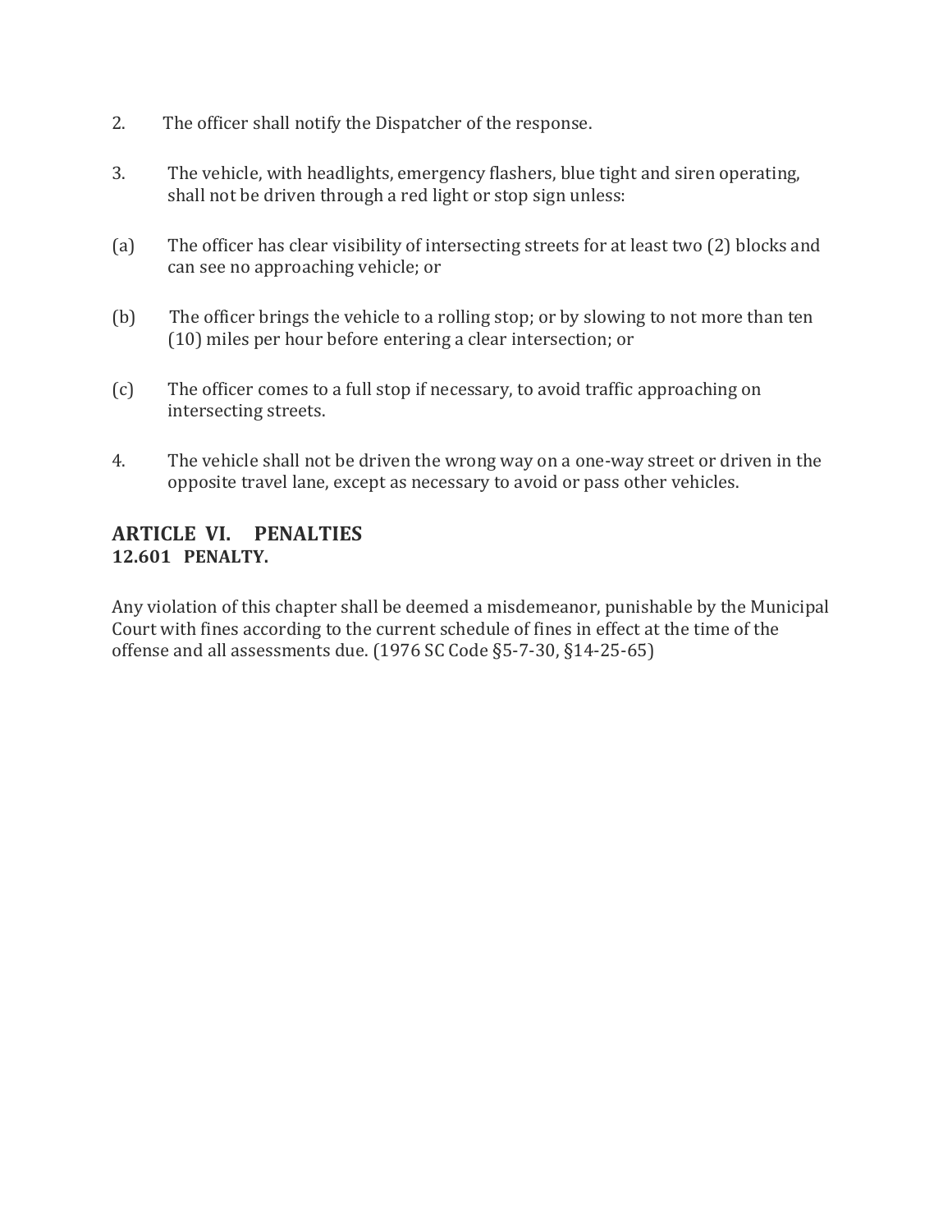2. The officer shall notify the Dispatcher of the response.

3. The vehicle, with headlights, emergency flashers, blue tight and siren operating, shall not be driven through a red light or stop sign unless:

(a) The officer has clear visibility of intersecting streets for at least two (2) blocks and can see no approaching vehicle; or

(b) The officer brings the vehicle to a rolling stop; or by slowing to not more than ten (10) miles per hour before entering a clear intersection; or

(c) The officer comes to a full stop if necessary, to avoid traffic approaching on intersecting streets.

4. The vehicle shall not be driven the wrong way on a one-way street or driven in the opposite travel lane, except as necessary to avoid or pass other vehicles.

## ARTICLE VI. PENALTIES

### 12.601 PENALTY.

Any violation of this chapter shall be deemed a misdemeanor, punishable by the Municipal Court with fines according to the current schedule of fines in effect at the time of the offense and all assessments due. (1976 SC Code §5-7-30, §14-25-65)